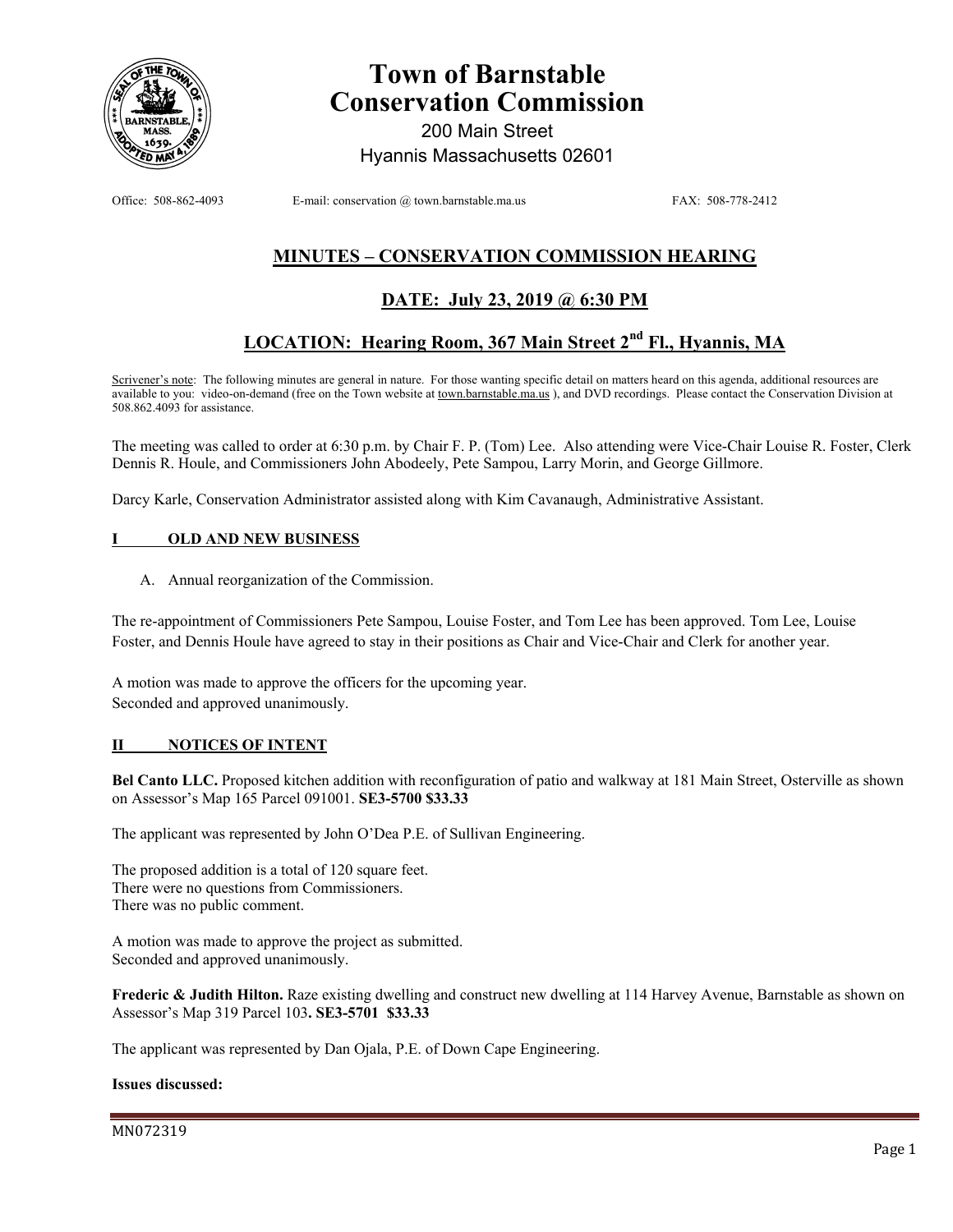# Town of Barnstable Conservation Commission

200 Main Street
Hyannis Massachusetts 02601

Office: 508-862-4093 E-mail: conservation @ town.barnstable.ma.us FAX: 508-778-2412

## MINUTES – CONSERVATION COMMISSION HEARING

## DATE: July 23, 2019 @ 6:30 PM

## LOCATION: Hearing Room, 367 Main Street 2nd Fl., Hyannis, MA

Scrivener's note: The following minutes are general in nature. For those wanting specific detail on matters heard on this agenda, additional resources are available to you: video-on-demand (free on the Town website at town.barnstable.ma.us ), and DVD recordings. Please contact the Conservation Division at 508.862.4093 for assistance.

The meeting was called to order at 6:30 p.m. by Chair F. P. (Tom) Lee. Also attending were Vice-Chair Louise R. Foster, Clerk Dennis R. Houle, and Commissioners John Abodeely, Pete Sampou, Larry Morin, and George Gillmore.

Darcy Karle, Conservation Administrator assisted along with Kim Cavanaugh, Administrative Assistant.

### I OLD AND NEW BUSINESS

A. Annual reorganization of the Commission.

The re-appointment of Commissioners Pete Sampou, Louise Foster, and Tom Lee has been approved. Tom Lee, Louise Foster, and Dennis Houle have agreed to stay in their positions as Chair and Vice-Chair and Clerk for another year.

A motion was made to approve the officers for the upcoming year.
Seconded and approved unanimously.

### II NOTICES OF INTENT

**Bel Canto LLC.** Proposed kitchen addition with reconfiguration of patio and walkway at 181 Main Street, Osterville as shown on Assessor's Map 165 Parcel 091001. **SE3-5700 $33.33**

The applicant was represented by John O'Dea P.E. of Sullivan Engineering.

The proposed addition is a total of 120 square feet.
There were no questions from Commissioners.
There was no public comment.

A motion was made to approve the project as submitted.
Seconded and approved unanimously.

**Frederic & Judith Hilton.** Raze existing dwelling and construct new dwelling at 114 Harvey Avenue, Barnstable as shown on Assessor's Map 319 Parcel 103**. SE3-5701 $33.33**

The applicant was represented by Dan Ojala, P.E. of Down Cape Engineering.

**Issues discussed:**

MN072319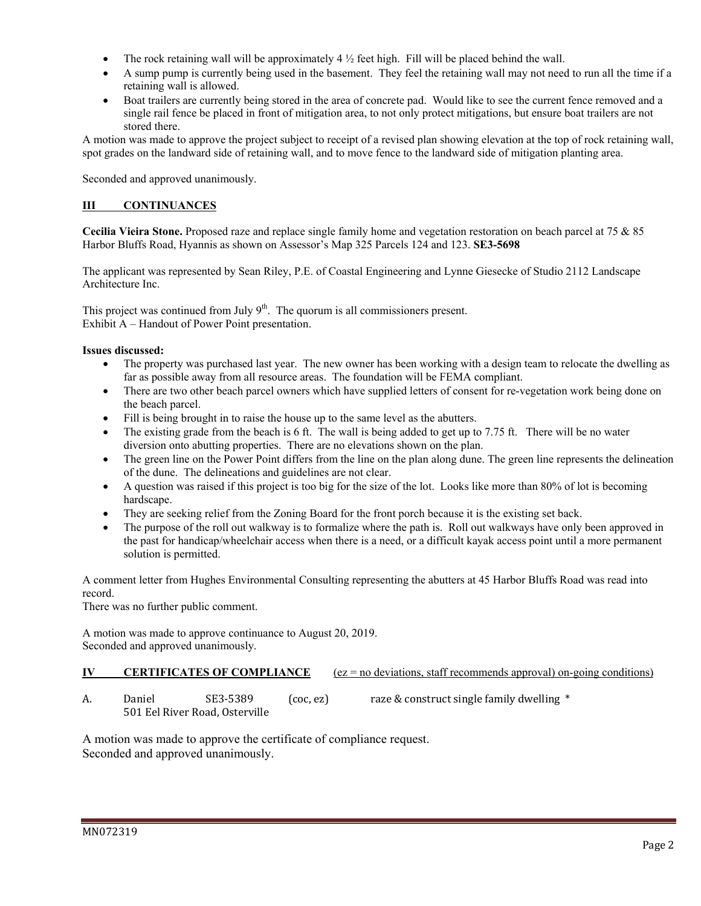- The rock retaining wall will be approximately 4 ½ feet high. Fill will be placed behind the wall.
- A sump pump is currently being used in the basement. They feel the retaining wall may not need to run all the time if a retaining wall is allowed.
- Boat trailers are currently being stored in the area of concrete pad. Would like to see the current fence removed and a single rail fence be placed in front of mitigation area, to not only protect mitigations, but ensure boat trailers are not stored there.

A motion was made to approve the project subject to receipt of a revised plan showing elevation at the top of rock retaining wall, spot grades on the landward side of retaining wall, and to move fence to the landward side of mitigation planting area.

Seconded and approved unanimously.

## III CONTINUANCES

**Cecilia Vieira Stone.** Proposed raze and replace single family home and vegetation restoration on beach parcel at 75 & 85 Harbor Bluffs Road, Hyannis as shown on Assessor's Map 325 Parcels 124 and 123. **SE3-5698**

The applicant was represented by Sean Riley, P.E. of Coastal Engineering and Lynne Giesecke of Studio 2112 Landscape Architecture Inc.

This project was continued from July 9th. The quorum is all commissioners present.
Exhibit A – Handout of Power Point presentation.

**Issues discussed:**

- The property was purchased last year. The new owner has been working with a design team to relocate the dwelling as far as possible away from all resource areas. The foundation will be FEMA compliant.
- There are two other beach parcel owners which have supplied letters of consent for re-vegetation work being done on the beach parcel.
- Fill is being brought in to raise the house up to the same level as the abutters.
- The existing grade from the beach is 6 ft. The wall is being added to get up to 7.75 ft. There will be no water diversion onto abutting properties. There are no elevations shown on the plan.
- The green line on the Power Point differs from the line on the plan along dune. The green line represents the delineation of the dune. The delineations and guidelines are not clear.
- A question was raised if this project is too big for the size of the lot. Looks like more than 80% of lot is becoming hardscape.
- They are seeking relief from the Zoning Board for the front porch because it is the existing set back.
- The purpose of the roll out walkway is to formalize where the path is. Roll out walkways have only been approved in the past for handicap/wheelchair access when there is a need, or a difficult kayak access point until a more permanent solution is permitted.

A comment letter from Hughes Environmental Consulting representing the abutters at 45 Harbor Bluffs Road was read into record.
There was no further public comment.

A motion was made to approve continuance to August 20, 2019.
Seconded and approved unanimously.

## IV CERTIFICATES OF COMPLIANCE (ez = no deviations, staff recommends approval) on-going conditions)

A. Daniel SE3-5389 (coc, ez) raze & construct single family dwelling *
501 Eel River Road, Osterville

A motion was made to approve the certificate of compliance request.
Seconded and approved unanimously.

MN072319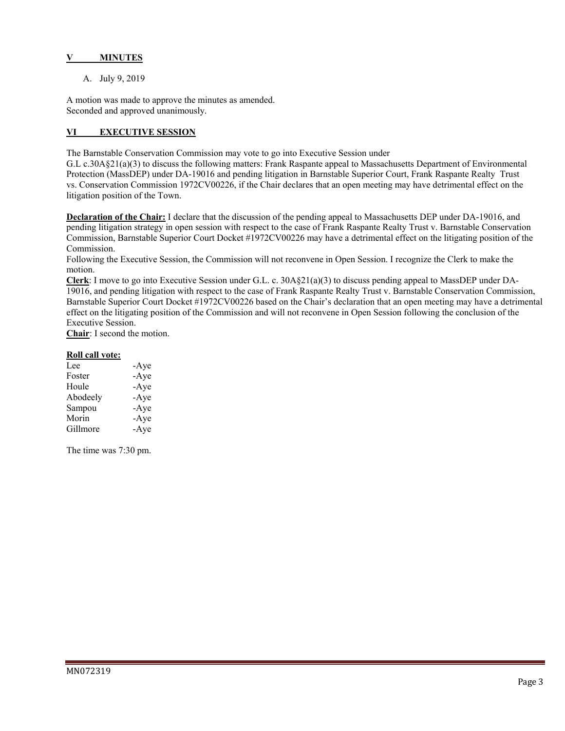## V MINUTES

A. July 9, 2019

A motion was made to approve the minutes as amended.
Seconded and approved unanimously.

## VI EXECUTIVE SESSION

The Barnstable Conservation Commission may vote to go into Executive Session under G.L c.30A§21(a)(3) to discuss the following matters: Frank Raspante appeal to Massachusetts Department of Environmental Protection (MassDEP) under DA-19016 and pending litigation in Barnstable Superior Court, Frank Raspante Realty Trust vs. Conservation Commission 1972CV00226, if the Chair declares that an open meeting may have detrimental effect on the litigation position of the Town.

**Declaration of the Chair:** I declare that the discussion of the pending appeal to Massachusetts DEP under DA-19016, and pending litigation strategy in open session with respect to the case of Frank Raspante Realty Trust v. Barnstable Conservation Commission, Barnstable Superior Court Docket #1972CV00226 may have a detrimental effect on the litigating position of the Commission.

Following the Executive Session, the Commission will not reconvene in Open Session. I recognize the Clerk to make the motion.

**Clerk**: I move to go into Executive Session under G.L. c. 30A§21(a)(3) to discuss pending appeal to MassDEP under DA-19016, and pending litigation with respect to the case of Frank Raspante Realty Trust v. Barnstable Conservation Commission, Barnstable Superior Court Docket #1972CV00226 based on the Chair's declaration that an open meeting may have a detrimental effect on the litigating position of the Commission and will not reconvene in Open Session following the conclusion of the Executive Session.

**Chair**: I second the motion.

**Roll call vote:**

| | |
|---|---|
| Lee | -Aye |
| Foster | -Aye |
| Houle | -Aye |
| Abodeely | -Aye |
| Sampou | -Aye |
| Morin | -Aye |
| Gillmore | -Aye |

The time was 7:30 pm.

MN072319